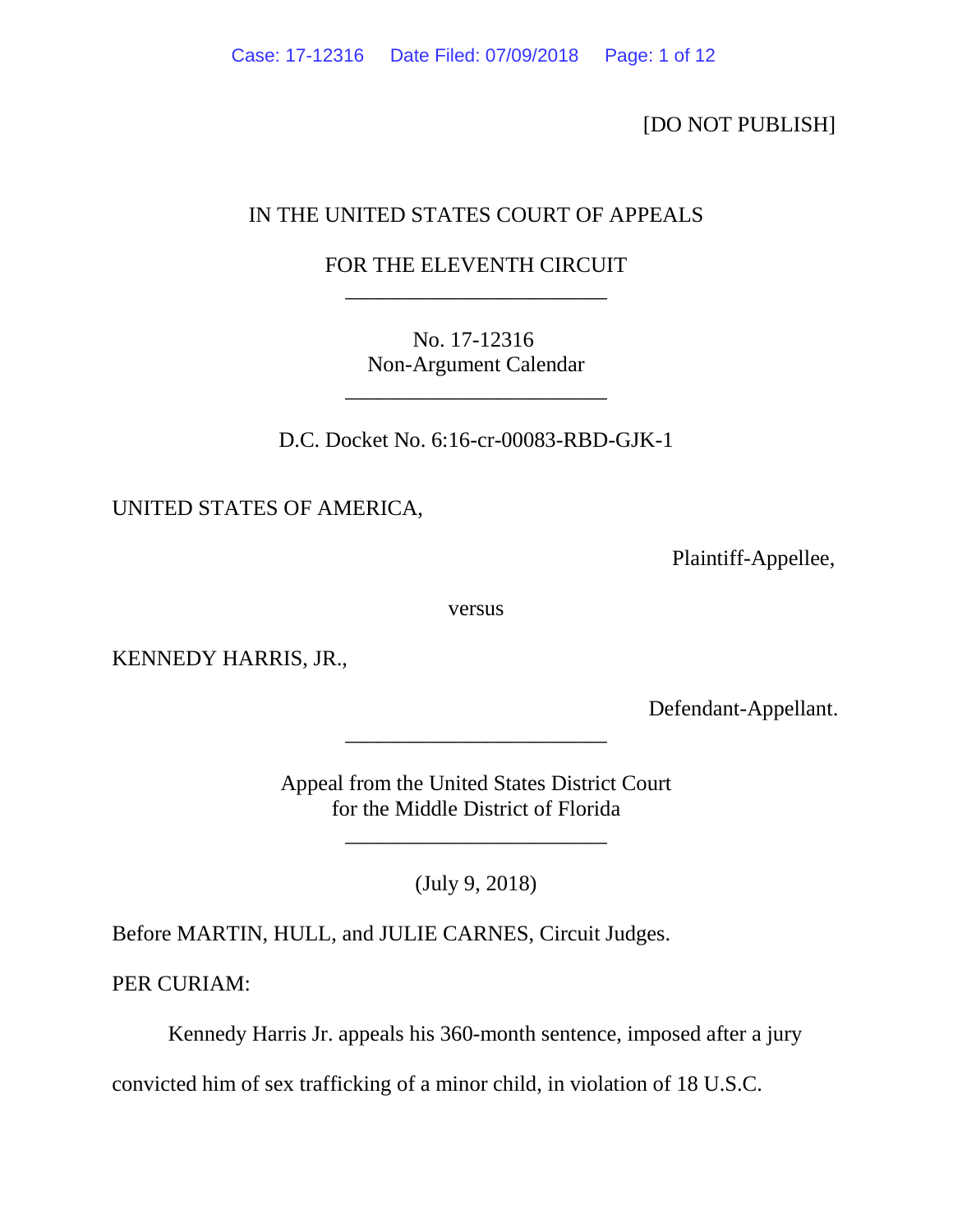[DO NOT PUBLISH]

IN THE UNITED STATES COURT OF APPEALS

FOR THE ELEVENTH CIRCUIT

---

No. 17-12316
Non-Argument Calendar

---

D.C. Docket No. 6:16-cr-00083-RBD-GJK-1

UNITED STATES OF AMERICA,

Plaintiff-Appellee,

versus

KENNEDY HARRIS, JR.,

Defendant-Appellant.

---

Appeal from the United States District Court
for the Middle District of Florida

---

(July 9, 2018)

Before MARTIN, HULL, and JULIE CARNES, Circuit Judges.

PER CURIAM:

Kennedy Harris Jr. appeals his 360-month sentence, imposed after a jury convicted him of sex trafficking of a minor child, in violation of 18 U.S.C.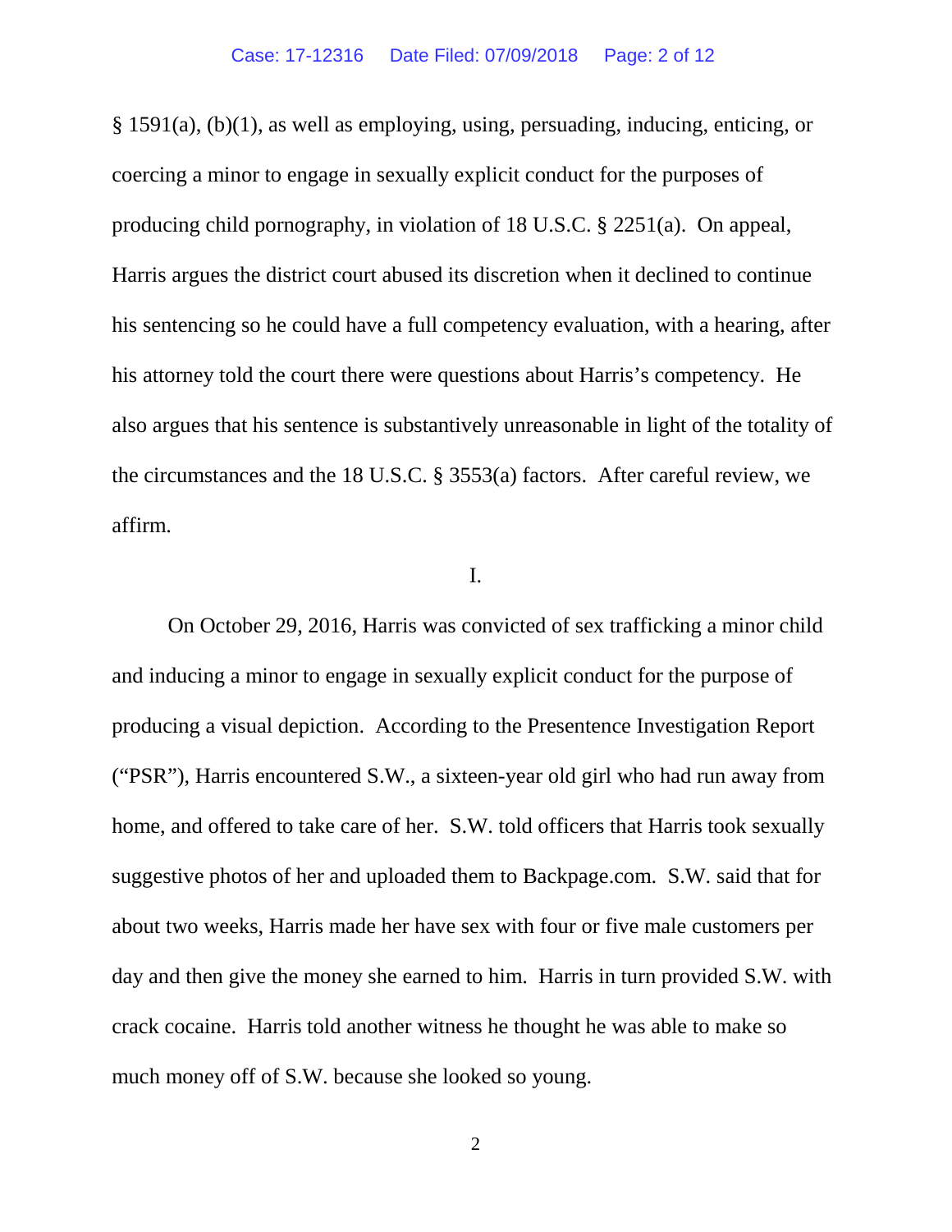§ 1591(a), (b)(1), as well as employing, using, persuading, inducing, enticing, or coercing a minor to engage in sexually explicit conduct for the purposes of producing child pornography, in violation of 18 U.S.C. § 2251(a). On appeal, Harris argues the district court abused its discretion when it declined to continue his sentencing so he could have a full competency evaluation, with a hearing, after his attorney told the court there were questions about Harris's competency. He also argues that his sentence is substantively unreasonable in light of the totality of the circumstances and the 18 U.S.C. § 3553(a) factors. After careful review, we affirm.

I.

On October 29, 2016, Harris was convicted of sex trafficking a minor child and inducing a minor to engage in sexually explicit conduct for the purpose of producing a visual depiction. According to the Presentence Investigation Report ("PSR"), Harris encountered S.W., a sixteen-year old girl who had run away from home, and offered to take care of her. S.W. told officers that Harris took sexually suggestive photos of her and uploaded them to Backpage.com. S.W. said that for about two weeks, Harris made her have sex with four or five male customers per day and then give the money she earned to him. Harris in turn provided S.W. with crack cocaine. Harris told another witness he thought he was able to make so much money off of S.W. because she looked so young.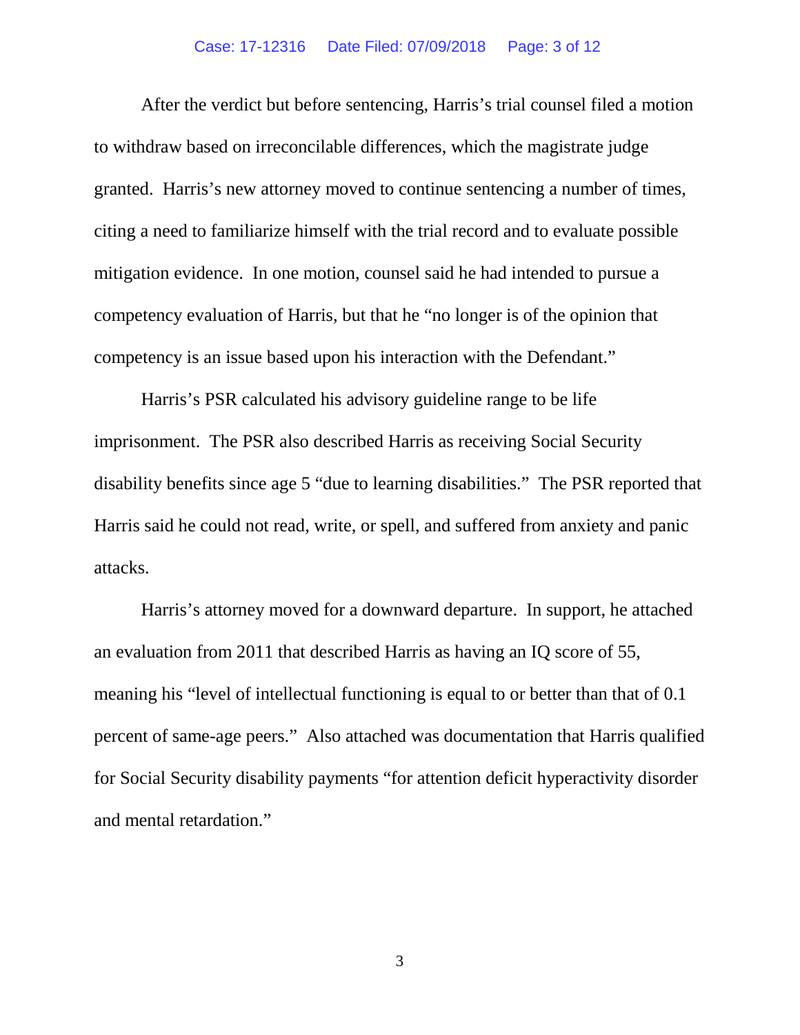After the verdict but before sentencing, Harris's trial counsel filed a motion to withdraw based on irreconcilable differences, which the magistrate judge granted. Harris's new attorney moved to continue sentencing a number of times, citing a need to familiarize himself with the trial record and to evaluate possible mitigation evidence. In one motion, counsel said he had intended to pursue a competency evaluation of Harris, but that he "no longer is of the opinion that competency is an issue based upon his interaction with the Defendant."

Harris's PSR calculated his advisory guideline range to be life imprisonment. The PSR also described Harris as receiving Social Security disability benefits since age 5 "due to learning disabilities." The PSR reported that Harris said he could not read, write, or spell, and suffered from anxiety and panic attacks.

Harris's attorney moved for a downward departure. In support, he attached an evaluation from 2011 that described Harris as having an IQ score of 55, meaning his "level of intellectual functioning is equal to or better than that of 0.1 percent of same-age peers." Also attached was documentation that Harris qualified for Social Security disability payments "for attention deficit hyperactivity disorder and mental retardation."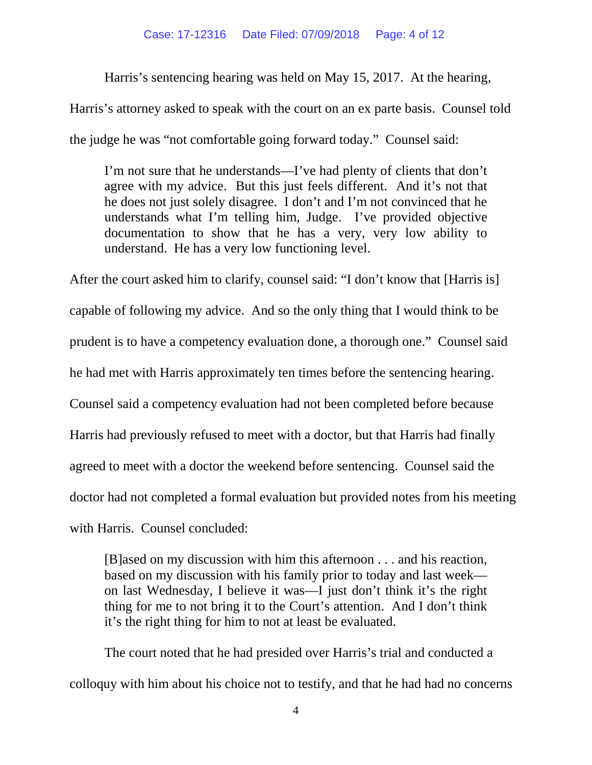Harris's sentencing hearing was held on May 15, 2017. At the hearing, Harris's attorney asked to speak with the court on an ex parte basis. Counsel told the judge he was "not comfortable going forward today." Counsel said:

> I'm not sure that he understands—I've had plenty of clients that don't agree with my advice. But this just feels different. And it's not that he does not just solely disagree. I don't and I'm not convinced that he understands what I'm telling him, Judge. I've provided objective documentation to show that he has a very, very low ability to understand. He has a very low functioning level.

After the court asked him to clarify, counsel said: "I don't know that [Harris is] capable of following my advice. And so the only thing that I would think to be prudent is to have a competency evaluation done, a thorough one." Counsel said he had met with Harris approximately ten times before the sentencing hearing. Counsel said a competency evaluation had not been completed before because Harris had previously refused to meet with a doctor, but that Harris had finally agreed to meet with a doctor the weekend before sentencing. Counsel said the doctor had not completed a formal evaluation but provided notes from his meeting with Harris. Counsel concluded:

> [B]ased on my discussion with him this afternoon . . . and his reaction, based on my discussion with his family prior to today and last week—on last Wednesday, I believe it was—I just don't think it's the right thing for me to not bring it to the Court's attention. And I don't think it's the right thing for him to not at least be evaluated.

The court noted that he had presided over Harris's trial and conducted a colloquy with him about his choice not to testify, and that he had had no concerns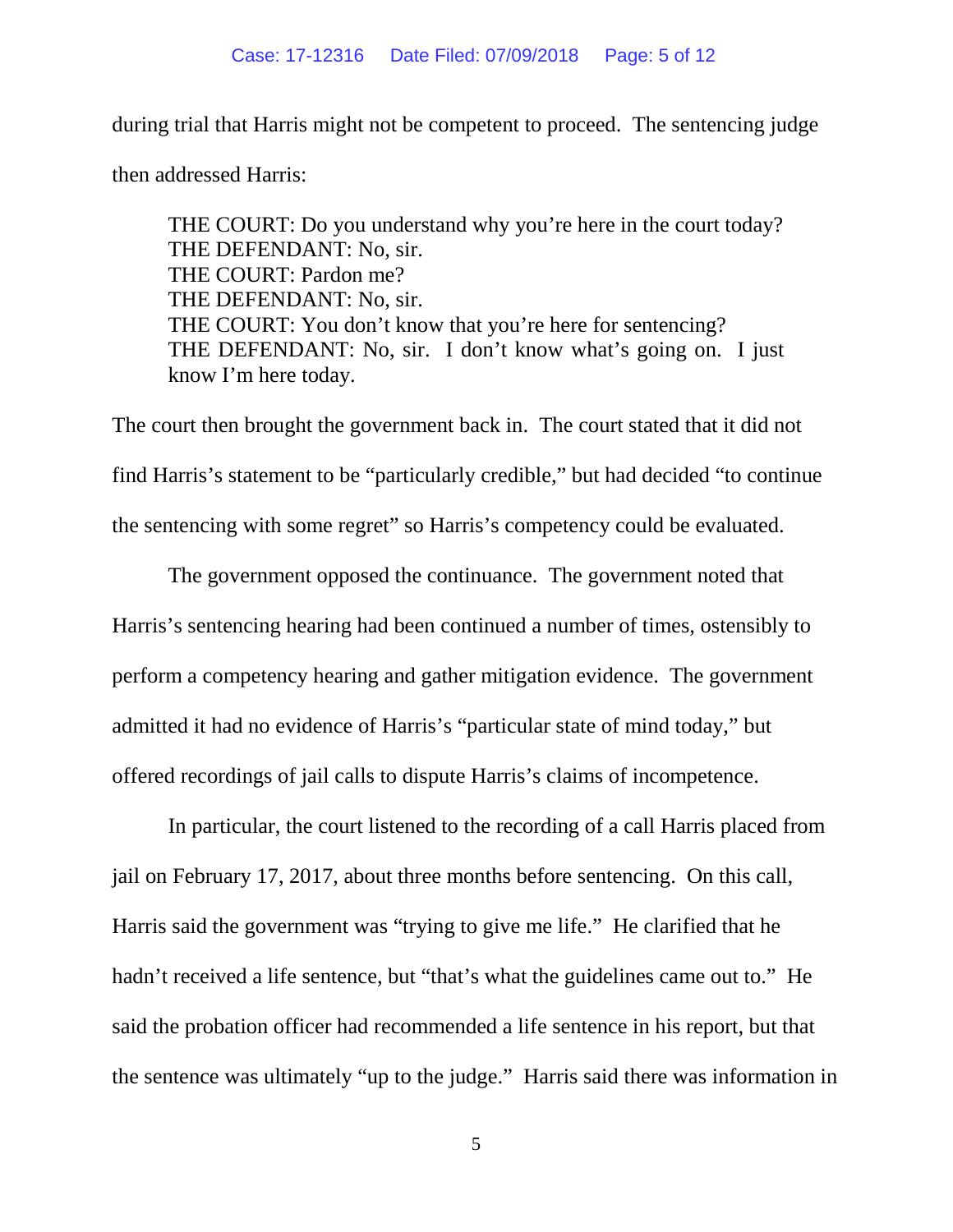during trial that Harris might not be competent to proceed. The sentencing judge then addressed Harris:

> THE COURT: Do you understand why you're here in the court today?
> THE DEFENDANT: No, sir.
> THE COURT: Pardon me?
> THE DEFENDANT: No, sir.
> THE COURT: You don't know that you're here for sentencing?
> THE DEFENDANT: No, sir. I don't know what's going on. I just know I'm here today.

The court then brought the government back in. The court stated that it did not find Harris's statement to be "particularly credible," but had decided "to continue the sentencing with some regret" so Harris's competency could be evaluated.

The government opposed the continuance. The government noted that Harris's sentencing hearing had been continued a number of times, ostensibly to perform a competency hearing and gather mitigation evidence. The government admitted it had no evidence of Harris's "particular state of mind today," but offered recordings of jail calls to dispute Harris's claims of incompetence.

In particular, the court listened to the recording of a call Harris placed from jail on February 17, 2017, about three months before sentencing. On this call, Harris said the government was "trying to give me life." He clarified that he hadn't received a life sentence, but "that's what the guidelines came out to." He said the probation officer had recommended a life sentence in his report, but that the sentence was ultimately "up to the judge." Harris said there was information in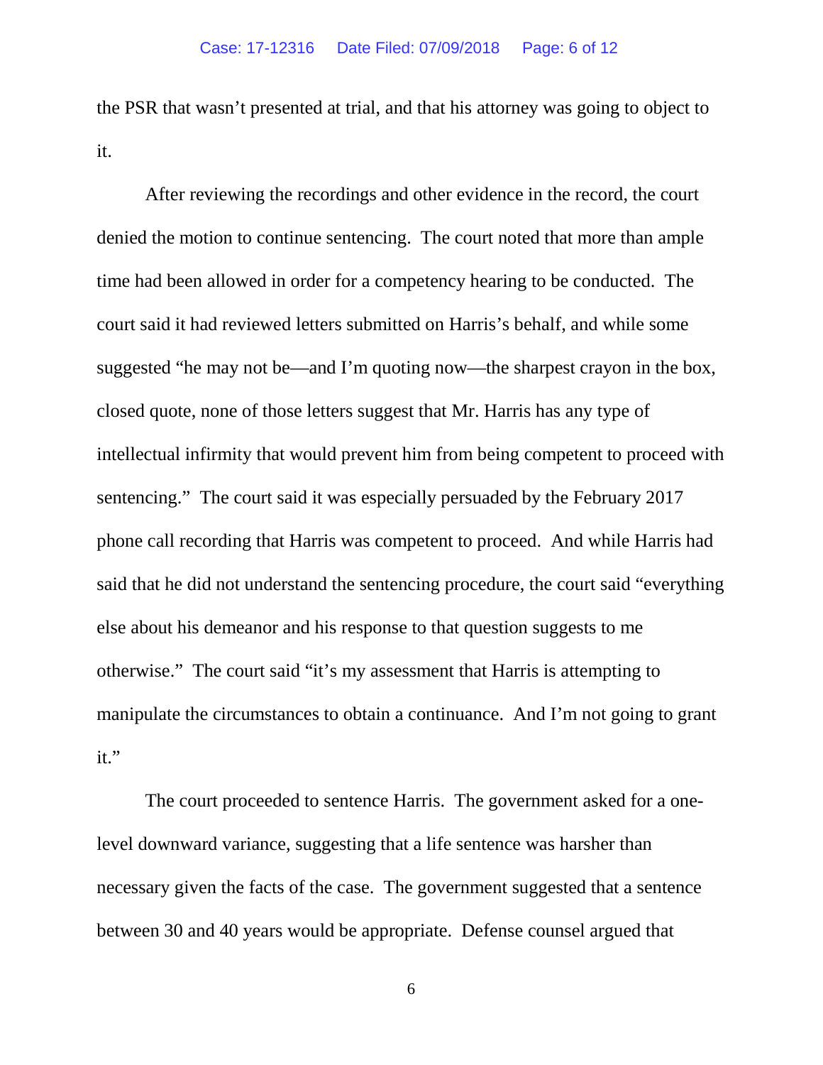the PSR that wasn't presented at trial, and that his attorney was going to object to it.

After reviewing the recordings and other evidence in the record, the court denied the motion to continue sentencing. The court noted that more than ample time had been allowed in order for a competency hearing to be conducted. The court said it had reviewed letters submitted on Harris's behalf, and while some suggested "he may not be—and I'm quoting now—the sharpest crayon in the box, closed quote, none of those letters suggest that Mr. Harris has any type of intellectual infirmity that would prevent him from being competent to proceed with sentencing." The court said it was especially persuaded by the February 2017 phone call recording that Harris was competent to proceed. And while Harris had said that he did not understand the sentencing procedure, the court said "everything else about his demeanor and his response to that question suggests to me otherwise." The court said "it's my assessment that Harris is attempting to manipulate the circumstances to obtain a continuance. And I'm not going to grant it."

The court proceeded to sentence Harris. The government asked for a one-level downward variance, suggesting that a life sentence was harsher than necessary given the facts of the case. The government suggested that a sentence between 30 and 40 years would be appropriate. Defense counsel argued that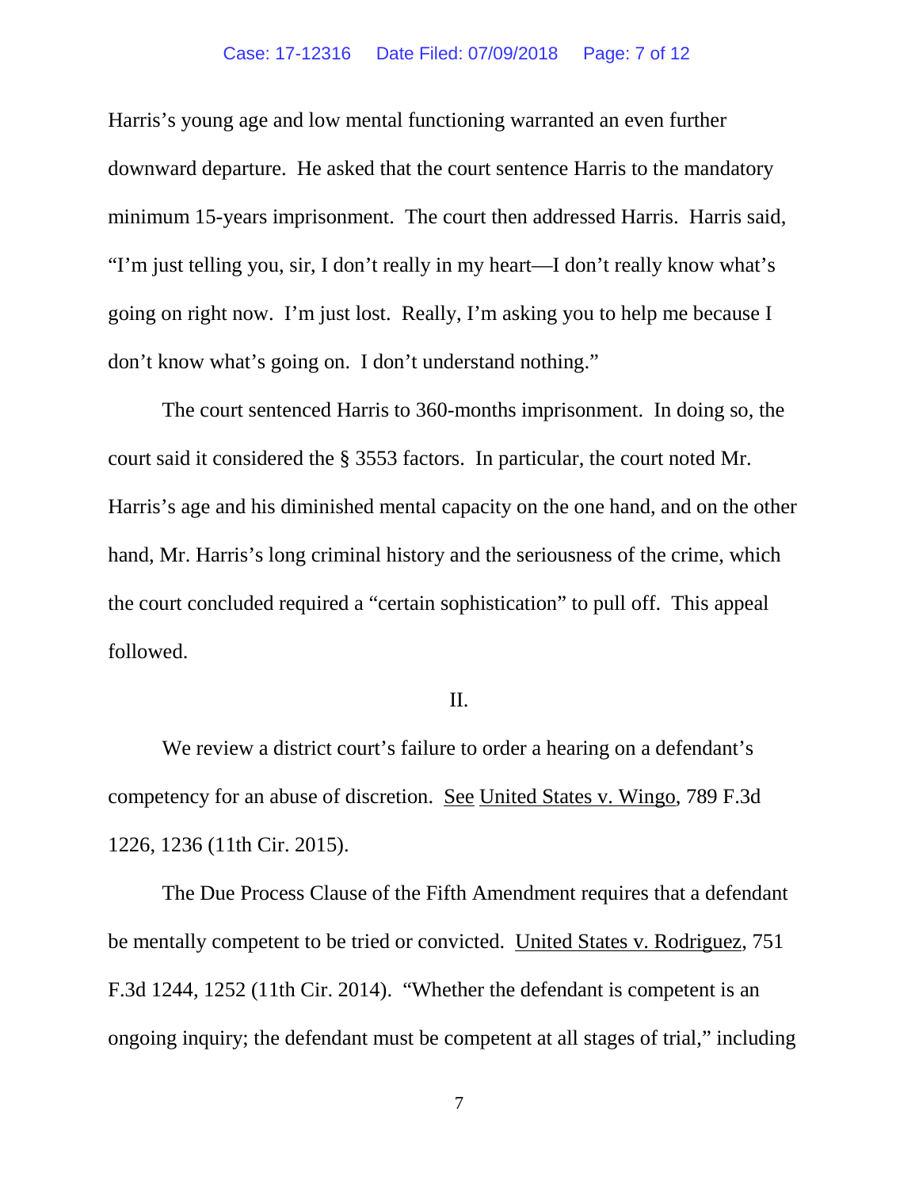Harris's young age and low mental functioning warranted an even further downward departure. He asked that the court sentence Harris to the mandatory minimum 15-years imprisonment. The court then addressed Harris. Harris said, "I'm just telling you, sir, I don't really in my heart—I don't really know what's going on right now. I'm just lost. Really, I'm asking you to help me because I don't know what's going on. I don't understand nothing."

The court sentenced Harris to 360-months imprisonment. In doing so, the court said it considered the § 3553 factors. In particular, the court noted Mr. Harris's age and his diminished mental capacity on the one hand, and on the other hand, Mr. Harris's long criminal history and the seriousness of the crime, which the court concluded required a "certain sophistication" to pull off. This appeal followed.

## II.

We review a district court's failure to order a hearing on a defendant's competency for an abuse of discretion. See United States v. Wingo, 789 F.3d 1226, 1236 (11th Cir. 2015).

The Due Process Clause of the Fifth Amendment requires that a defendant be mentally competent to be tried or convicted. United States v. Rodriguez, 751 F.3d 1244, 1252 (11th Cir. 2014). "Whether the defendant is competent is an ongoing inquiry; the defendant must be competent at all stages of trial," including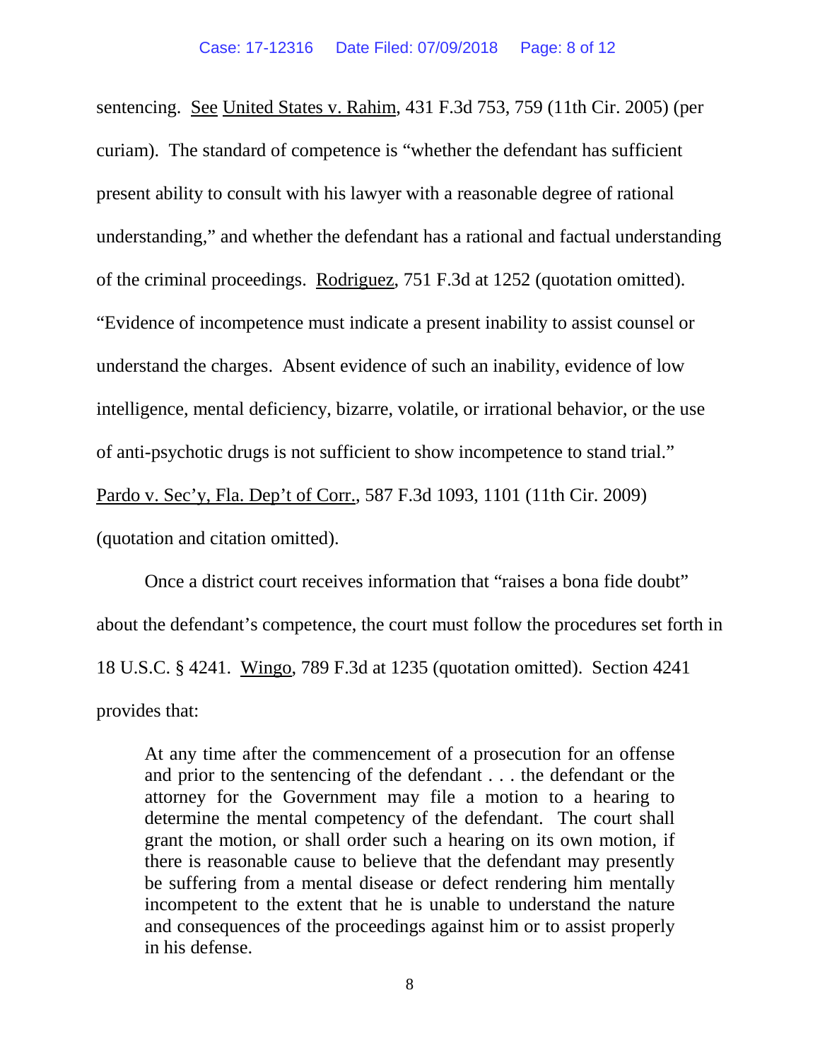sentencing. See United States v. Rahim, 431 F.3d 753, 759 (11th Cir. 2005) (per curiam). The standard of competence is "whether the defendant has sufficient present ability to consult with his lawyer with a reasonable degree of rational understanding," and whether the defendant has a rational and factual understanding of the criminal proceedings. Rodriguez, 751 F.3d at 1252 (quotation omitted). "Evidence of incompetence must indicate a present inability to assist counsel or understand the charges. Absent evidence of such an inability, evidence of low intelligence, mental deficiency, bizarre, volatile, or irrational behavior, or the use of anti-psychotic drugs is not sufficient to show incompetence to stand trial." Pardo v. Sec'y, Fla. Dep't of Corr., 587 F.3d 1093, 1101 (11th Cir. 2009) (quotation and citation omitted).

Once a district court receives information that "raises a bona fide doubt" about the defendant's competence, the court must follow the procedures set forth in 18 U.S.C. § 4241. Wingo, 789 F.3d at 1235 (quotation omitted). Section 4241 provides that:

> At any time after the commencement of a prosecution for an offense and prior to the sentencing of the defendant . . . the defendant or the attorney for the Government may file a motion to a hearing to determine the mental competency of the defendant. The court shall grant the motion, or shall order such a hearing on its own motion, if there is reasonable cause to believe that the defendant may presently be suffering from a mental disease or defect rendering him mentally incompetent to the extent that he is unable to understand the nature and consequences of the proceedings against him or to assist properly in his defense.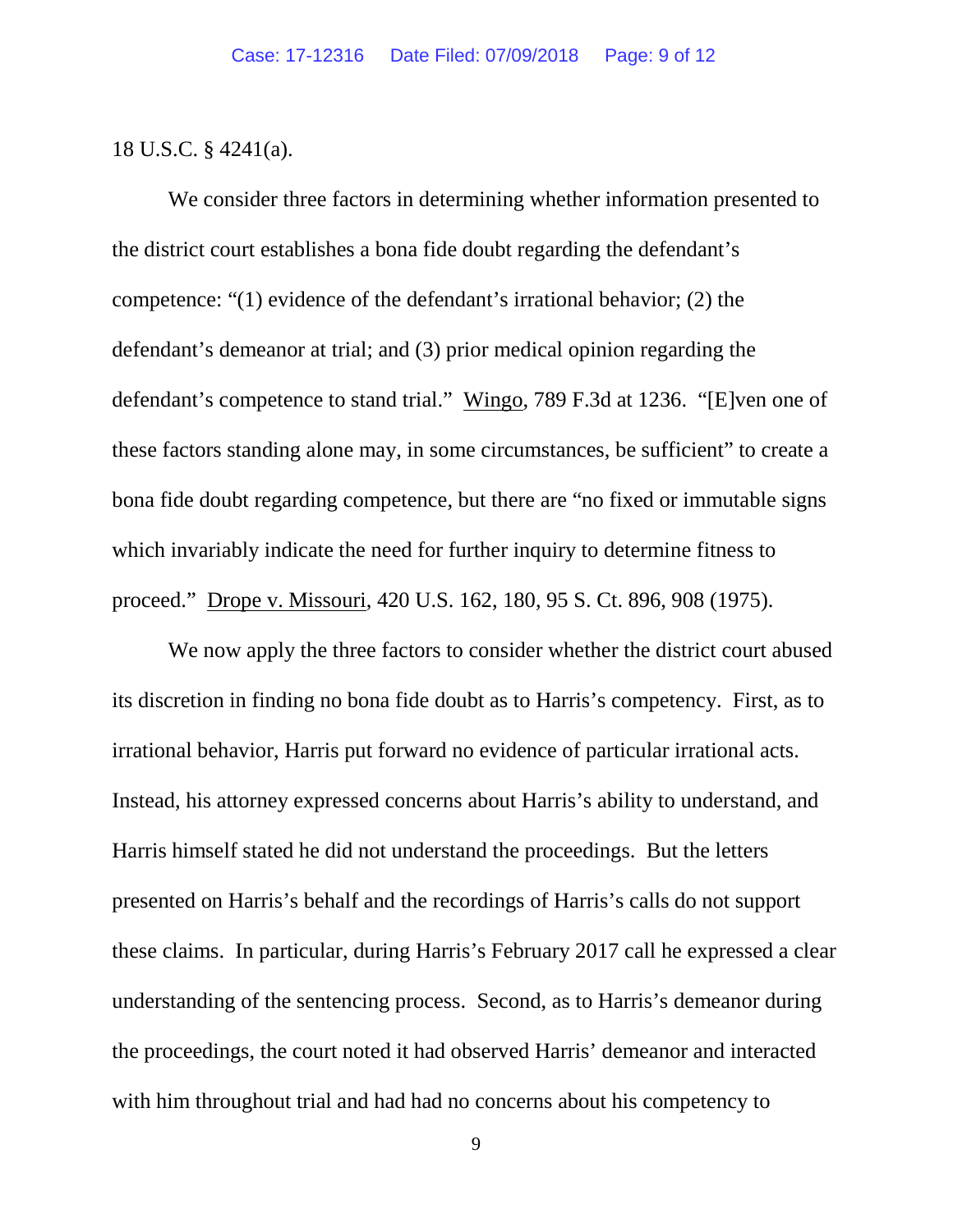18 U.S.C. § 4241(a).

We consider three factors in determining whether information presented to the district court establishes a bona fide doubt regarding the defendant's competence: "(1) evidence of the defendant's irrational behavior; (2) the defendant's demeanor at trial; and (3) prior medical opinion regarding the defendant's competence to stand trial." Wingo, 789 F.3d at 1236. "[E]ven one of these factors standing alone may, in some circumstances, be sufficient" to create a bona fide doubt regarding competence, but there are "no fixed or immutable signs which invariably indicate the need for further inquiry to determine fitness to proceed." Drope v. Missouri, 420 U.S. 162, 180, 95 S. Ct. 896, 908 (1975).

We now apply the three factors to consider whether the district court abused its discretion in finding no bona fide doubt as to Harris's competency. First, as to irrational behavior, Harris put forward no evidence of particular irrational acts. Instead, his attorney expressed concerns about Harris's ability to understand, and Harris himself stated he did not understand the proceedings. But the letters presented on Harris's behalf and the recordings of Harris's calls do not support these claims. In particular, during Harris's February 2017 call he expressed a clear understanding of the sentencing process. Second, as to Harris's demeanor during the proceedings, the court noted it had observed Harris' demeanor and interacted with him throughout trial and had had no concerns about his competency to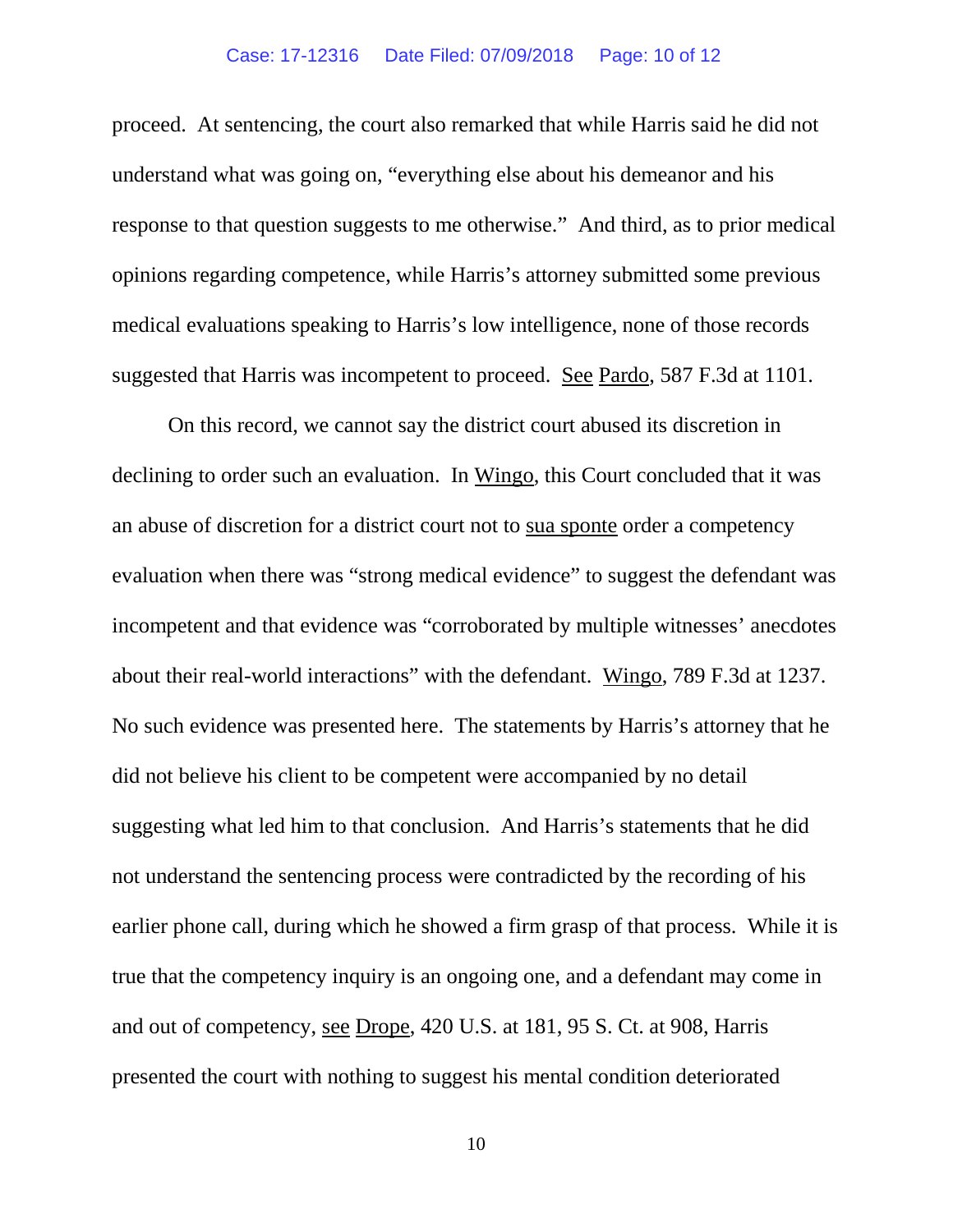proceed. At sentencing, the court also remarked that while Harris said he did not understand what was going on, "everything else about his demeanor and his response to that question suggests to me otherwise." And third, as to prior medical opinions regarding competence, while Harris's attorney submitted some previous medical evaluations speaking to Harris's low intelligence, none of those records suggested that Harris was incompetent to proceed. See Pardo, 587 F.3d at 1101.

On this record, we cannot say the district court abused its discretion in declining to order such an evaluation. In Wingo, this Court concluded that it was an abuse of discretion for a district court not to sua sponte order a competency evaluation when there was "strong medical evidence" to suggest the defendant was incompetent and that evidence was "corroborated by multiple witnesses' anecdotes about their real-world interactions" with the defendant. Wingo, 789 F.3d at 1237. No such evidence was presented here. The statements by Harris's attorney that he did not believe his client to be competent were accompanied by no detail suggesting what led him to that conclusion. And Harris's statements that he did not understand the sentencing process were contradicted by the recording of his earlier phone call, during which he showed a firm grasp of that process. While it is true that the competency inquiry is an ongoing one, and a defendant may come in and out of competency, see Drope, 420 U.S. at 181, 95 S. Ct. at 908, Harris presented the court with nothing to suggest his mental condition deteriorated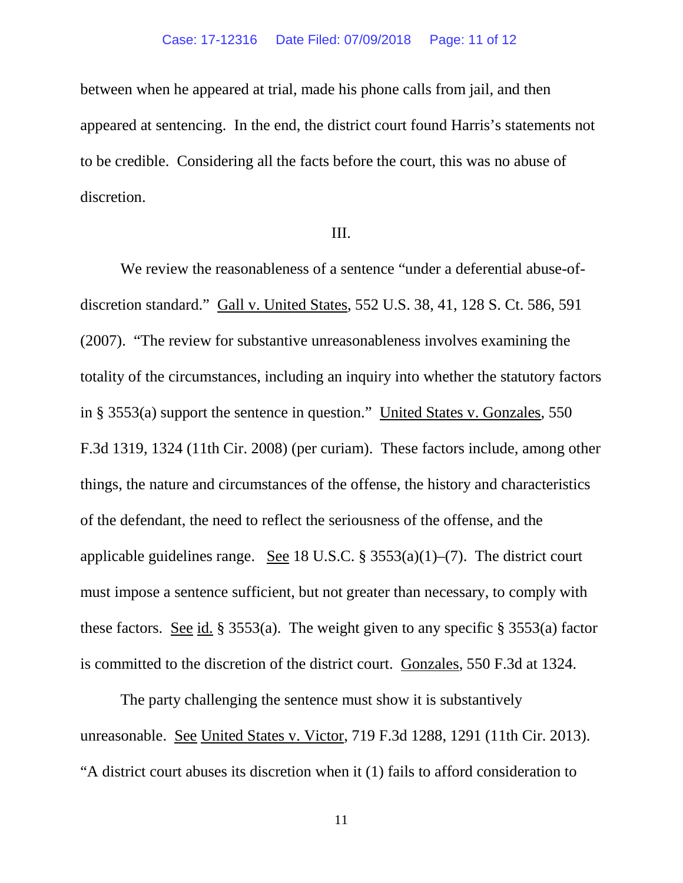between when he appeared at trial, made his phone calls from jail, and then appeared at sentencing. In the end, the district court found Harris's statements not to be credible. Considering all the facts before the court, this was no abuse of discretion.

## III.

We review the reasonableness of a sentence "under a deferential abuse-of-discretion standard." Gall v. United States, 552 U.S. 38, 41, 128 S. Ct. 586, 591 (2007). "The review for substantive unreasonableness involves examining the totality of the circumstances, including an inquiry into whether the statutory factors in § 3553(a) support the sentence in question." United States v. Gonzales, 550 F.3d 1319, 1324 (11th Cir. 2008) (per curiam). These factors include, among other things, the nature and circumstances of the offense, the history and characteristics of the defendant, the need to reflect the seriousness of the offense, and the applicable guidelines range. See 18 U.S.C. § 3553(a)(1)–(7). The district court must impose a sentence sufficient, but not greater than necessary, to comply with these factors. See id. § 3553(a). The weight given to any specific § 3553(a) factor is committed to the discretion of the district court. Gonzales, 550 F.3d at 1324.

The party challenging the sentence must show it is substantively unreasonable. See United States v. Victor, 719 F.3d 1288, 1291 (11th Cir. 2013). "A district court abuses its discretion when it (1) fails to afford consideration to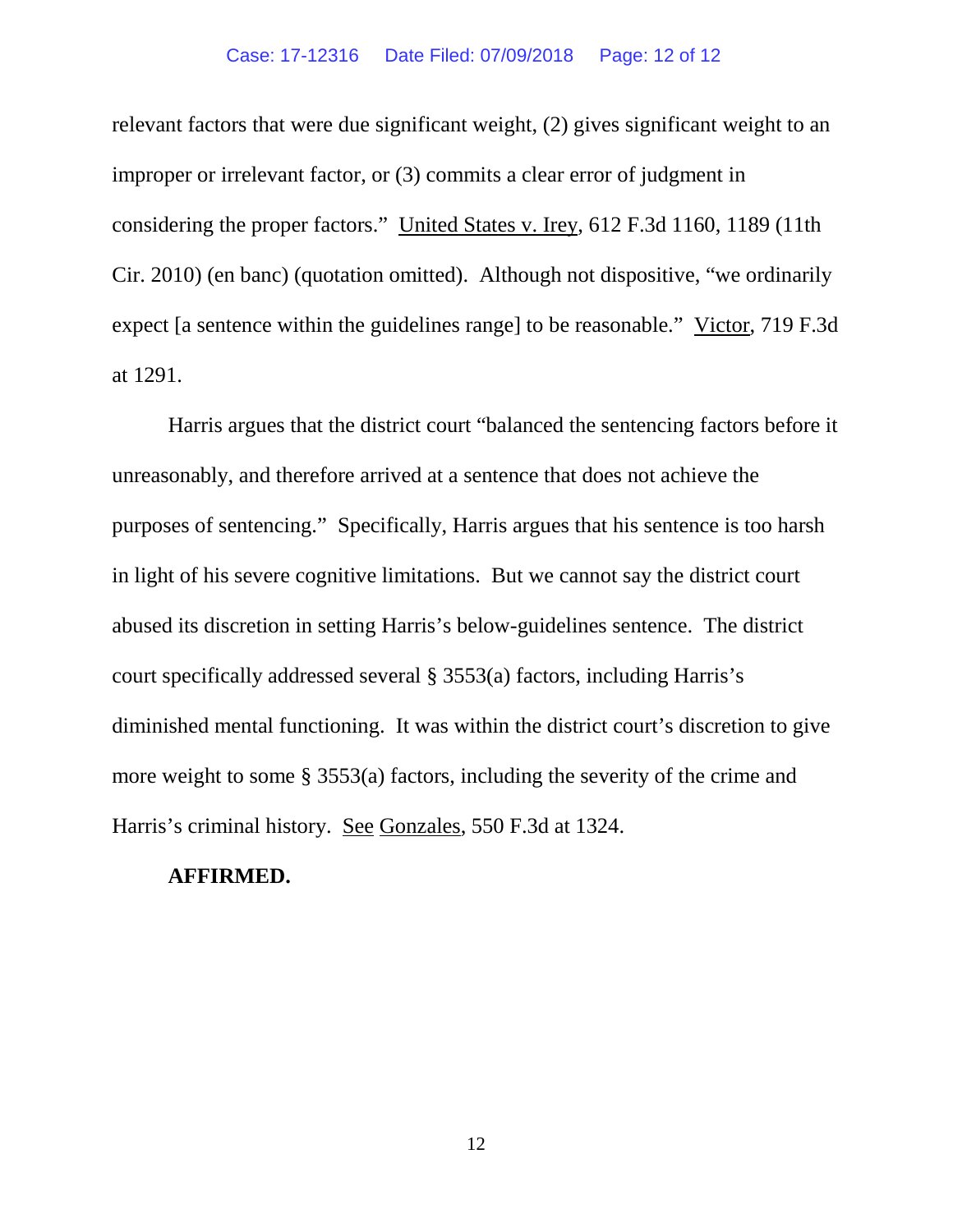relevant factors that were due significant weight, (2) gives significant weight to an improper or irrelevant factor, or (3) commits a clear error of judgment in considering the proper factors." United States v. Irey, 612 F.3d 1160, 1189 (11th Cir. 2010) (en banc) (quotation omitted). Although not dispositive, "we ordinarily expect [a sentence within the guidelines range] to be reasonable." Victor, 719 F.3d at 1291.

Harris argues that the district court "balanced the sentencing factors before it unreasonably, and therefore arrived at a sentence that does not achieve the purposes of sentencing." Specifically, Harris argues that his sentence is too harsh in light of his severe cognitive limitations. But we cannot say the district court abused its discretion in setting Harris's below-guidelines sentence. The district court specifically addressed several § 3553(a) factors, including Harris's diminished mental functioning. It was within the district court's discretion to give more weight to some § 3553(a) factors, including the severity of the crime and Harris's criminal history. See Gonzales, 550 F.3d at 1324.

**AFFIRMED.**